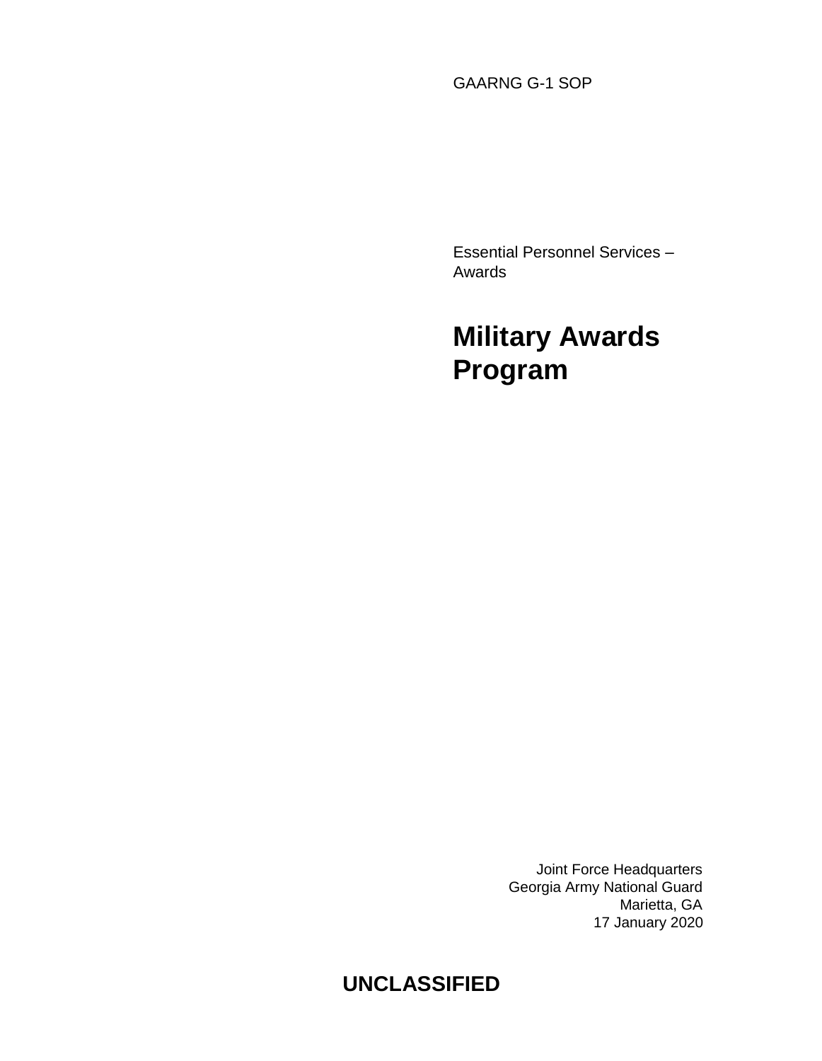GAARNG G-1 SOP

Essential Personnel Services – Awards

# Military Awards Program

Joint Force Headquarters
Georgia Army National Guard
Marietta, GA
17 January 2020

**UNCLASSIFIED**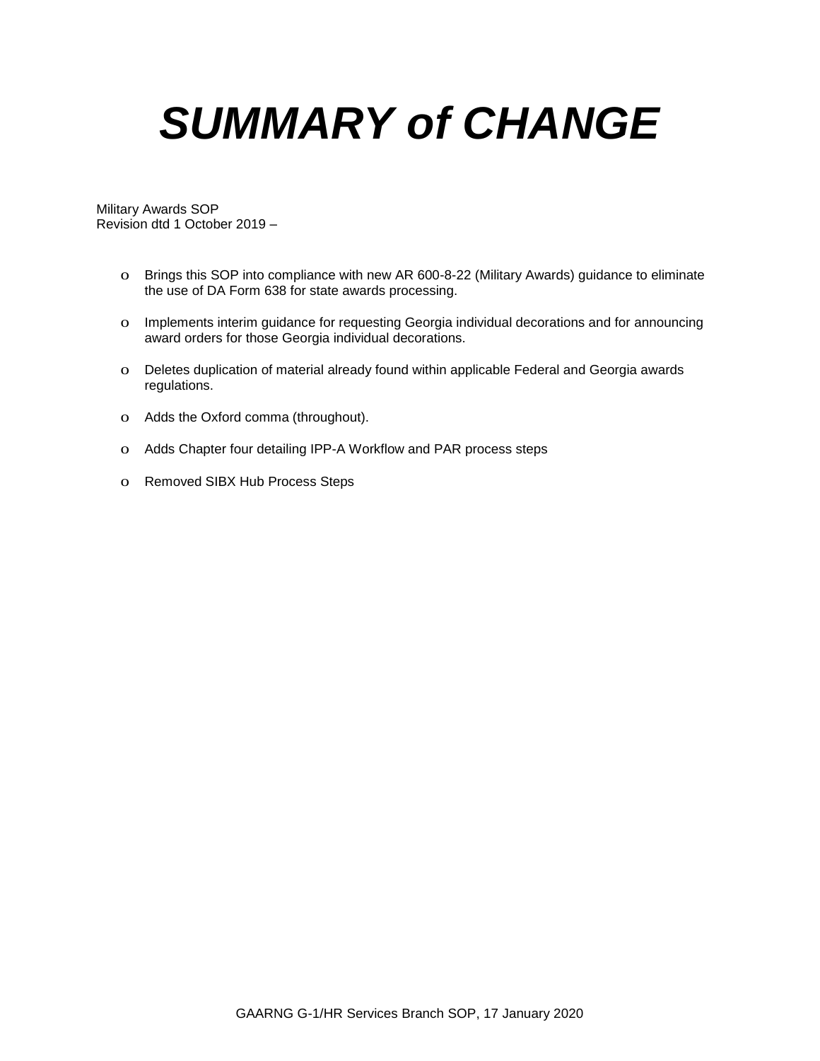# *SUMMARY of CHANGE*

Military Awards SOP
Revision dtd 1 October 2019 –

- Brings this SOP into compliance with new AR 600-8-22 (Military Awards) guidance to eliminate the use of DA Form 638 for state awards processing.
- Implements interim guidance for requesting Georgia individual decorations and for announcing award orders for those Georgia individual decorations.
- Deletes duplication of material already found within applicable Federal and Georgia awards regulations.
- Adds the Oxford comma (throughout).
- Adds Chapter four detailing IPP-A Workflow and PAR process steps
- Removed SIBX Hub Process Steps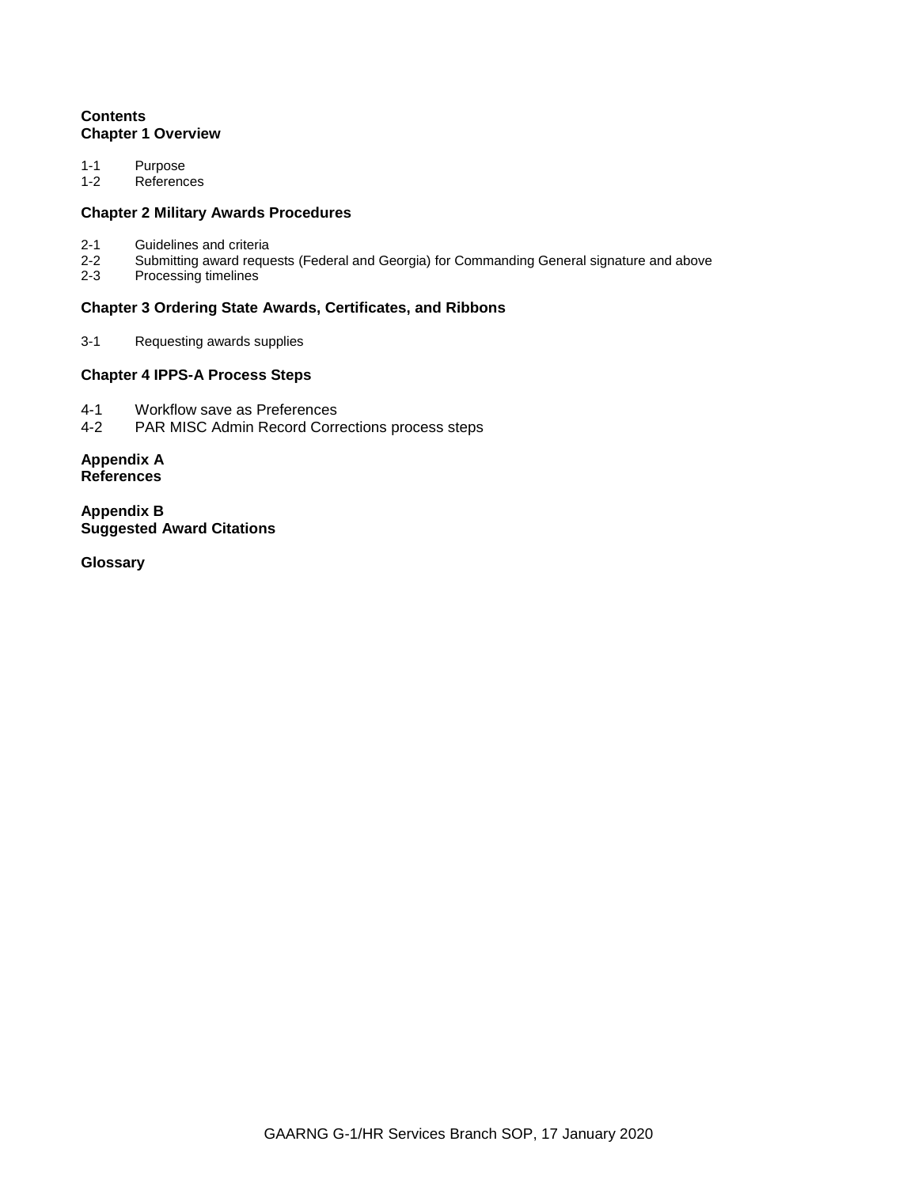**Contents**

**Chapter 1 Overview**

1-1 Purpose
1-2 References

**Chapter 2 Military Awards Procedures**

2-1 Guidelines and criteria
2-2 Submitting award requests (Federal and Georgia) for Commanding General signature and above
2-3 Processing timelines

**Chapter 3 Ordering State Awards, Certificates, and Ribbons**

3-1 Requesting awards supplies

**Chapter 4 IPPS-A Process Steps**

4-1 Workflow save as Preferences
4-2 PAR MISC Admin Record Corrections process steps

**Appendix A**
**References**

**Appendix B**
**Suggested Award Citations**

**Glossary**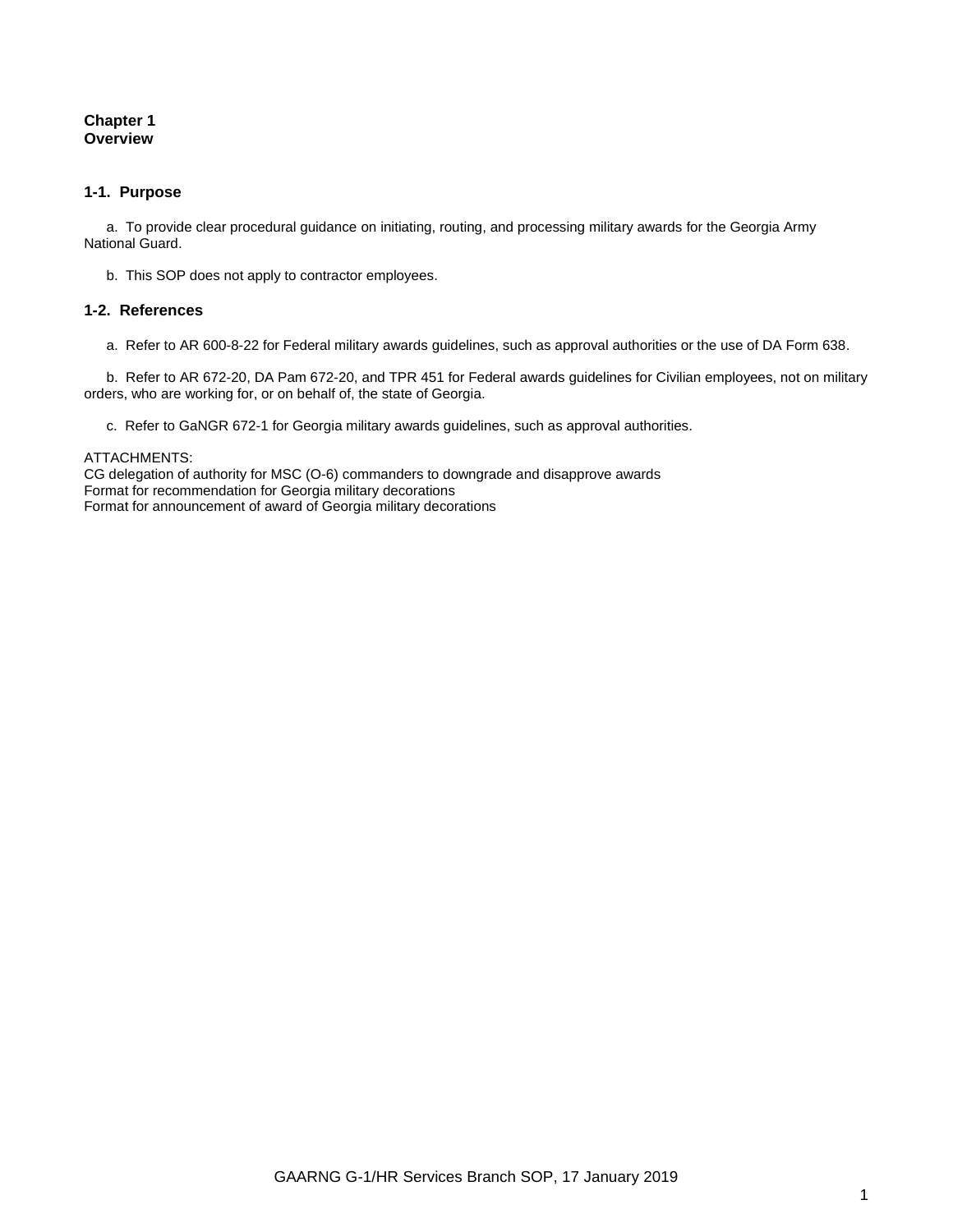# Chapter 1
# Overview

## 1-1. Purpose

a. To provide clear procedural guidance on initiating, routing, and processing military awards for the Georgia Army National Guard.

b. This SOP does not apply to contractor employees.

## 1-2. References

a. Refer to AR 600-8-22 for Federal military awards guidelines, such as approval authorities or the use of DA Form 638.

b. Refer to AR 672-20, DA Pam 672-20, and TPR 451 for Federal awards guidelines for Civilian employees, not on military orders, who are working for, or on behalf of, the state of Georgia.

c. Refer to GaNGR 672-1 for Georgia military awards guidelines, such as approval authorities.

ATTACHMENTS:
CG delegation of authority for MSC (O-6) commanders to downgrade and disapprove awards
Format for recommendation for Georgia military decorations
Format for announcement of award of Georgia military decorations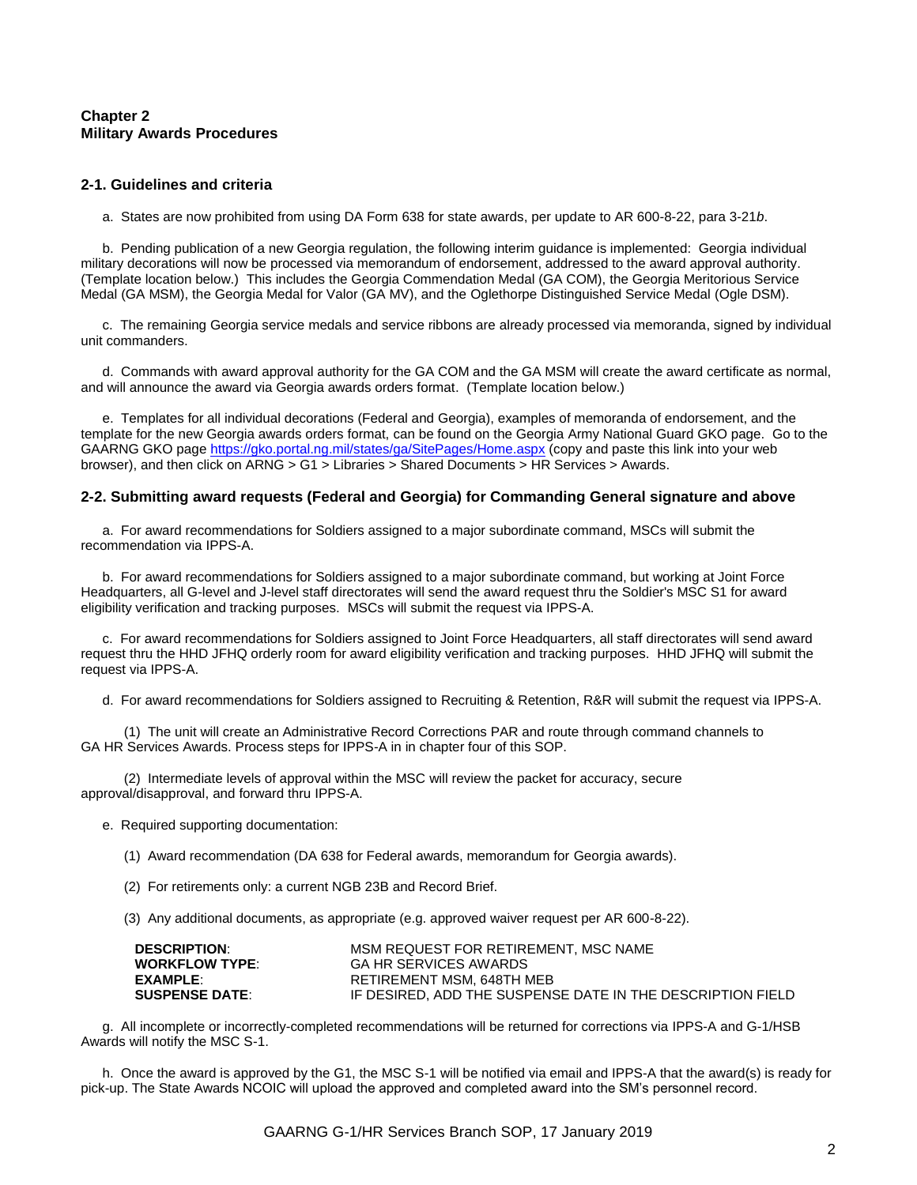# Chapter 2
# Military Awards Procedures

## 2-1. Guidelines and criteria

a. States are now prohibited from using DA Form 638 for state awards, per update to AR 600-8-22, para 3-21*b*.

b. Pending publication of a new Georgia regulation, the following interim guidance is implemented: Georgia individual military decorations will now be processed via memorandum of endorsement, addressed to the award approval authority. (Template location below.) This includes the Georgia Commendation Medal (GA COM), the Georgia Meritorious Service Medal (GA MSM), the Georgia Medal for Valor (GA MV), and the Oglethorpe Distinguished Service Medal (Ogle DSM).

c. The remaining Georgia service medals and service ribbons are already processed via memoranda, signed by individual unit commanders.

d. Commands with award approval authority for the GA COM and the GA MSM will create the award certificate as normal, and will announce the award via Georgia awards orders format. (Template location below.)

e. Templates for all individual decorations (Federal and Georgia), examples of memoranda of endorsement, and the template for the new Georgia awards orders format, can be found on the Georgia Army National Guard GKO page. Go to the GAARNG GKO page https://gko.portal.ng.mil/states/ga/SitePages/Home.aspx (copy and paste this link into your web browser), and then click on ARNG > G1 > Libraries > Shared Documents > HR Services > Awards.

## 2-2. Submitting award requests (Federal and Georgia) for Commanding General signature and above

a. For award recommendations for Soldiers assigned to a major subordinate command, MSCs will submit the recommendation via IPPS-A.

b. For award recommendations for Soldiers assigned to a major subordinate command, but working at Joint Force Headquarters, all G-level and J-level staff directorates will send the award request thru the Soldier's MSC S1 for award eligibility verification and tracking purposes. MSCs will submit the request via IPPS-A.

c. For award recommendations for Soldiers assigned to Joint Force Headquarters, all staff directorates will send award request thru the HHD JFHQ orderly room for award eligibility verification and tracking purposes. HHD JFHQ will submit the request via IPPS-A.

d. For award recommendations for Soldiers assigned to Recruiting & Retention, R&R will submit the request via IPPS-A.

(1) The unit will create an Administrative Record Corrections PAR and route through command channels to GA HR Services Awards. Process steps for IPPS-A in in chapter four of this SOP.

(2) Intermediate levels of approval within the MSC will review the packet for accuracy, secure approval/disapproval, and forward thru IPPS-A.

e. Required supporting documentation:

(1) Award recommendation (DA 638 for Federal awards, memorandum for Georgia awards).

(2) For retirements only: a current NGB 23B and Record Brief.

(3) Any additional documents, as appropriate (e.g. approved waiver request per AR 600-8-22).

| | |
|---|---|
| **DESCRIPTION**: | MSM REQUEST FOR RETIREMENT, MSC NAME |
| **WORKFLOW TYPE**: | GA HR SERVICES AWARDS |
| **EXAMPLE**: | RETIREMENT MSM, 648TH MEB |
| **SUSPENSE DATE**: | IF DESIRED, ADD THE SUSPENSE DATE IN THE DESCRIPTION FIELD |

g. All incomplete or incorrectly-completed recommendations will be returned for corrections via IPPS-A and G-1/HSB Awards will notify the MSC S-1.

h. Once the award is approved by the G1, the MSC S-1 will be notified via email and IPPS-A that the award(s) is ready for pick-up. The State Awards NCOIC will upload the approved and completed award into the SM's personnel record.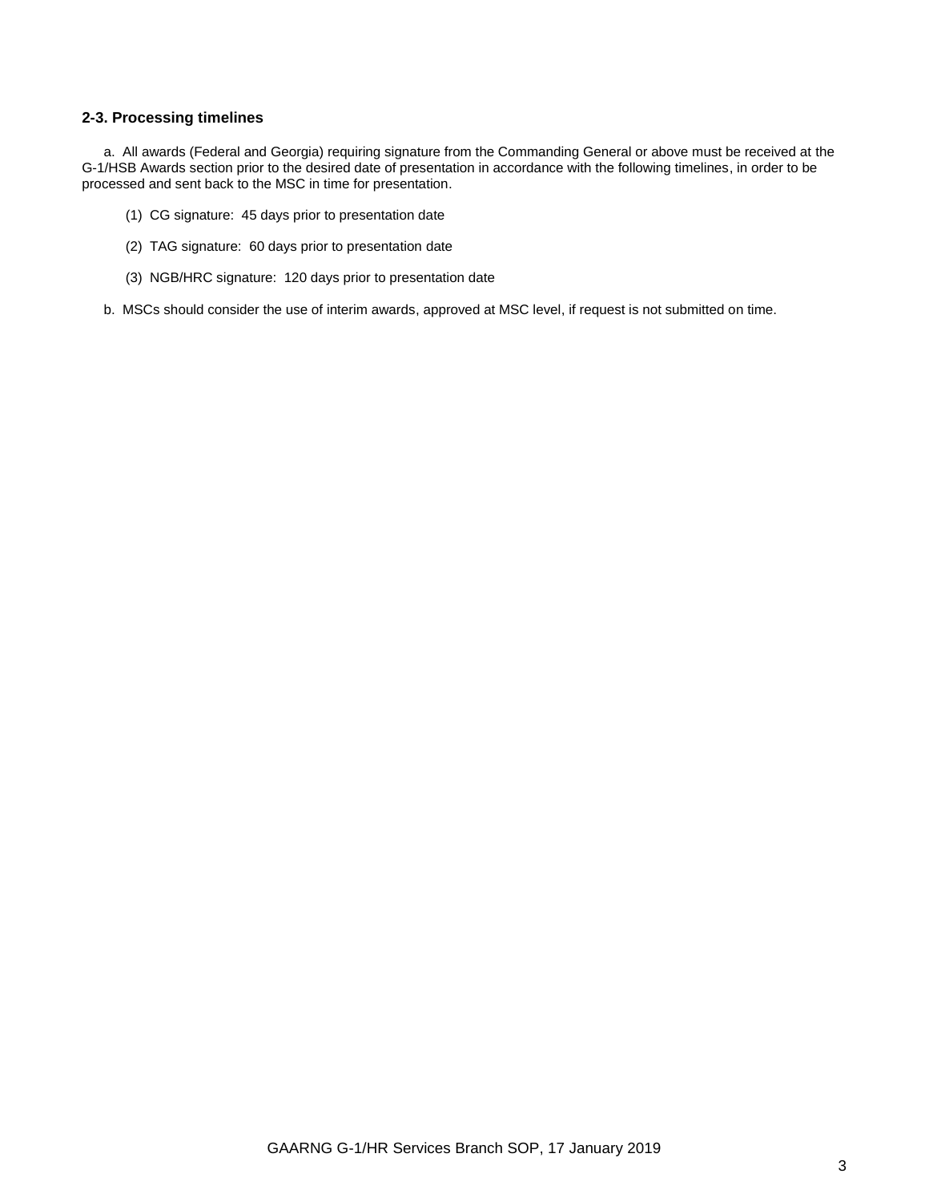**2-3. Processing timelines**

a. All awards (Federal and Georgia) requiring signature from the Commanding General or above must be received at the G-1/HSB Awards section prior to the desired date of presentation in accordance with the following timelines, in order to be processed and sent back to the MSC in time for presentation.

(1) CG signature: 45 days prior to presentation date

(2) TAG signature: 60 days prior to presentation date

(3) NGB/HRC signature: 120 days prior to presentation date

b. MSCs should consider the use of interim awards, approved at MSC level, if request is not submitted on time.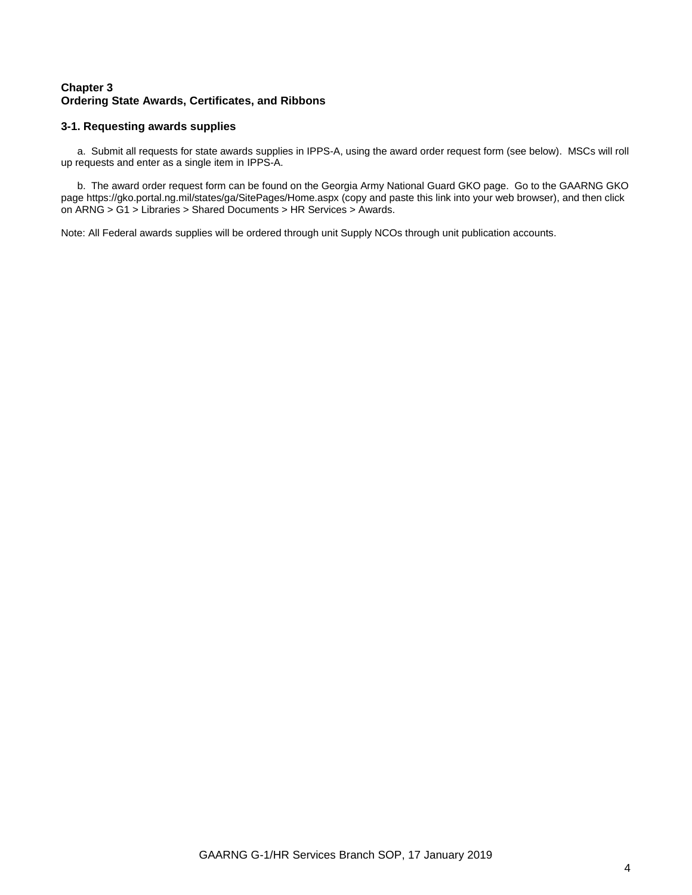## Chapter 3
## Ordering State Awards, Certificates, and Ribbons

### 3-1. Requesting awards supplies

a. Submit all requests for state awards supplies in IPPS-A, using the award order request form (see below). MSCs will roll up requests and enter as a single item in IPPS-A.

b. The award order request form can be found on the Georgia Army National Guard GKO page. Go to the GAARNG GKO page https://gko.portal.ng.mil/states/ga/SitePages/Home.aspx (copy and paste this link into your web browser), and then click on ARNG > G1 > Libraries > Shared Documents > HR Services > Awards.

Note: All Federal awards supplies will be ordered through unit Supply NCOs through unit publication accounts.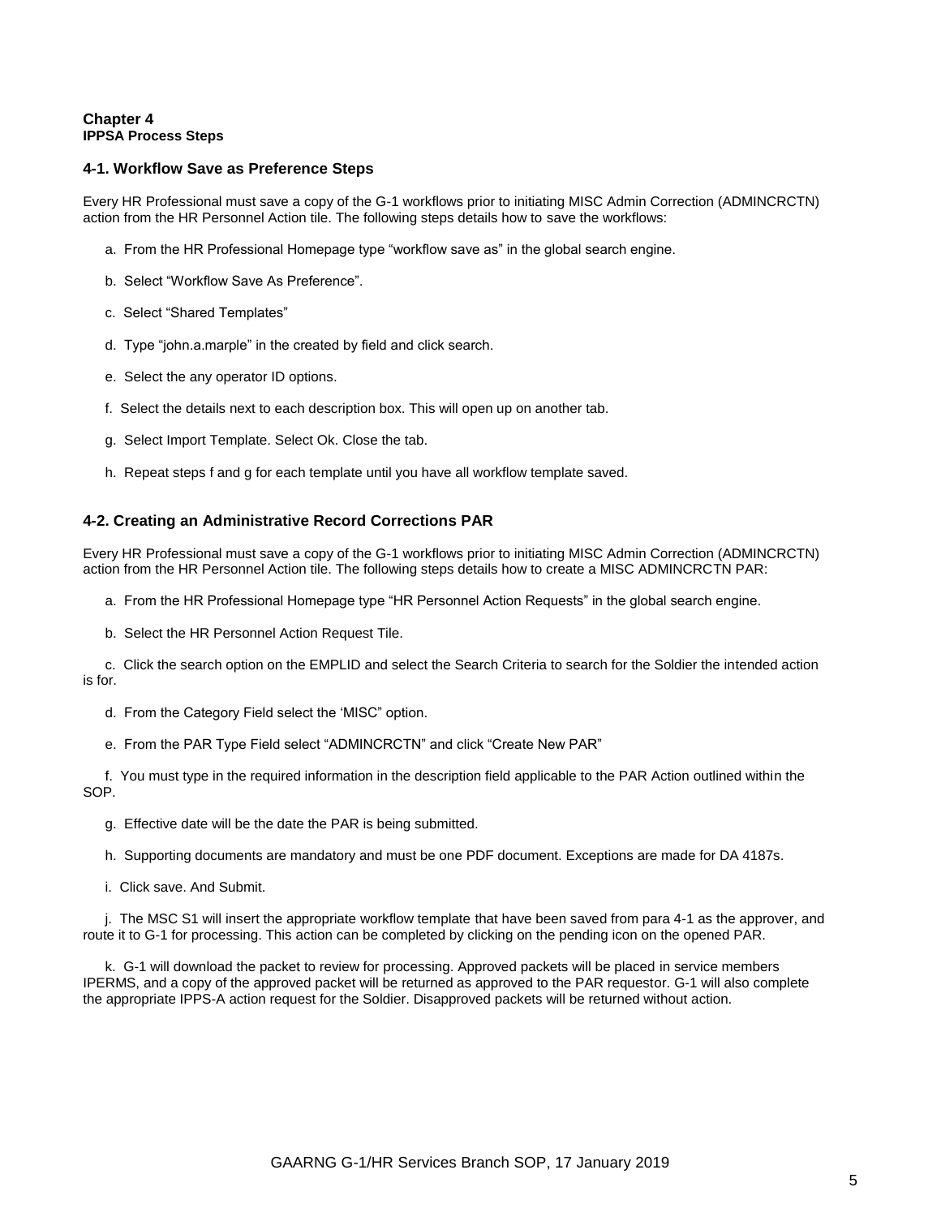# Chapter 4
## IPPSA Process Steps

### 4-1. Workflow Save as Preference Steps

Every HR Professional must save a copy of the G-1 workflows prior to initiating MISC Admin Correction (ADMINCRCTN) action from the HR Personnel Action tile. The following steps details how to save the workflows:

a. From the HR Professional Homepage type "workflow save as" in the global search engine.

b. Select "Workflow Save As Preference".

c. Select "Shared Templates"

d. Type "john.a.marple" in the created by field and click search.

e. Select the any operator ID options.

f. Select the details next to each description box. This will open up on another tab.

g. Select Import Template. Select Ok. Close the tab.

h. Repeat steps f and g for each template until you have all workflow template saved.

### 4-2. Creating an Administrative Record Corrections PAR

Every HR Professional must save a copy of the G-1 workflows prior to initiating MISC Admin Correction (ADMINCRCTN) action from the HR Personnel Action tile. The following steps details how to create a MISC ADMINCRCTN PAR:

a. From the HR Professional Homepage type "HR Personnel Action Requests" in the global search engine.

b. Select the HR Personnel Action Request Tile.

c. Click the search option on the EMPLID and select the Search Criteria to search for the Soldier the intended action is for.

d. From the Category Field select the 'MISC" option.

e. From the PAR Type Field select "ADMINCRCTN" and click "Create New PAR"

f. You must type in the required information in the description field applicable to the PAR Action outlined within the SOP.

g. Effective date will be the date the PAR is being submitted.

h. Supporting documents are mandatory and must be one PDF document. Exceptions are made for DA 4187s.

i. Click save. And Submit.

j. The MSC S1 will insert the appropriate workflow template that have been saved from para 4-1 as the approver, and route it to G-1 for processing. This action can be completed by clicking on the pending icon on the opened PAR.

k. G-1 will download the packet to review for processing. Approved packets will be placed in service members IPERMS, and a copy of the approved packet will be returned as approved to the PAR requestor. G-1 will also complete the appropriate IPPS-A action request for the Soldier. Disapproved packets will be returned without action.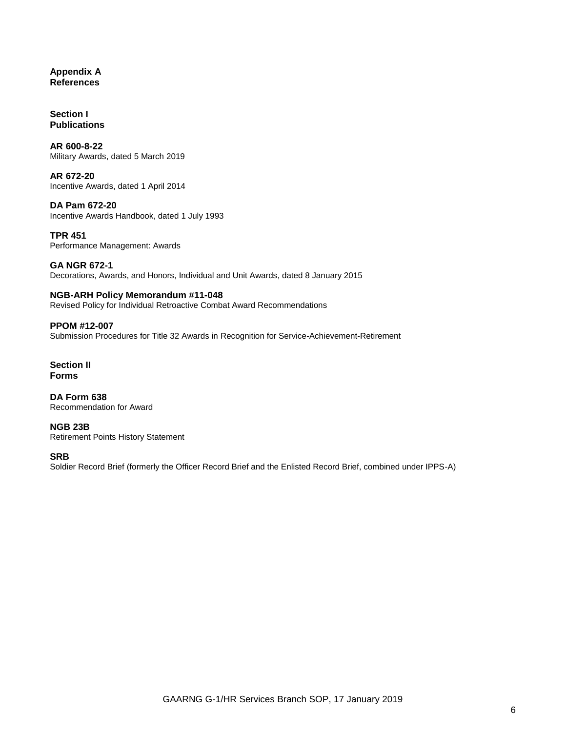# Appendix A
# References

## Section I
## Publications

**AR 600-8-22**
Military Awards, dated 5 March 2019

**AR 672-20**
Incentive Awards, dated 1 April 2014

**DA Pam 672-20**
Incentive Awards Handbook, dated 1 July 1993

**TPR 451**
Performance Management: Awards

**GA NGR 672-1**
Decorations, Awards, and Honors, Individual and Unit Awards, dated 8 January 2015

**NGB-ARH Policy Memorandum #11-048**
Revised Policy for Individual Retroactive Combat Award Recommendations

**PPOM #12-007**
Submission Procedures for Title 32 Awards in Recognition for Service-Achievement-Retirement

## Section II
## Forms

**DA Form 638**
Recommendation for Award

**NGB 23B**
Retirement Points History Statement

**SRB**
Soldier Record Brief (formerly the Officer Record Brief and the Enlisted Record Brief, combined under IPPS-A)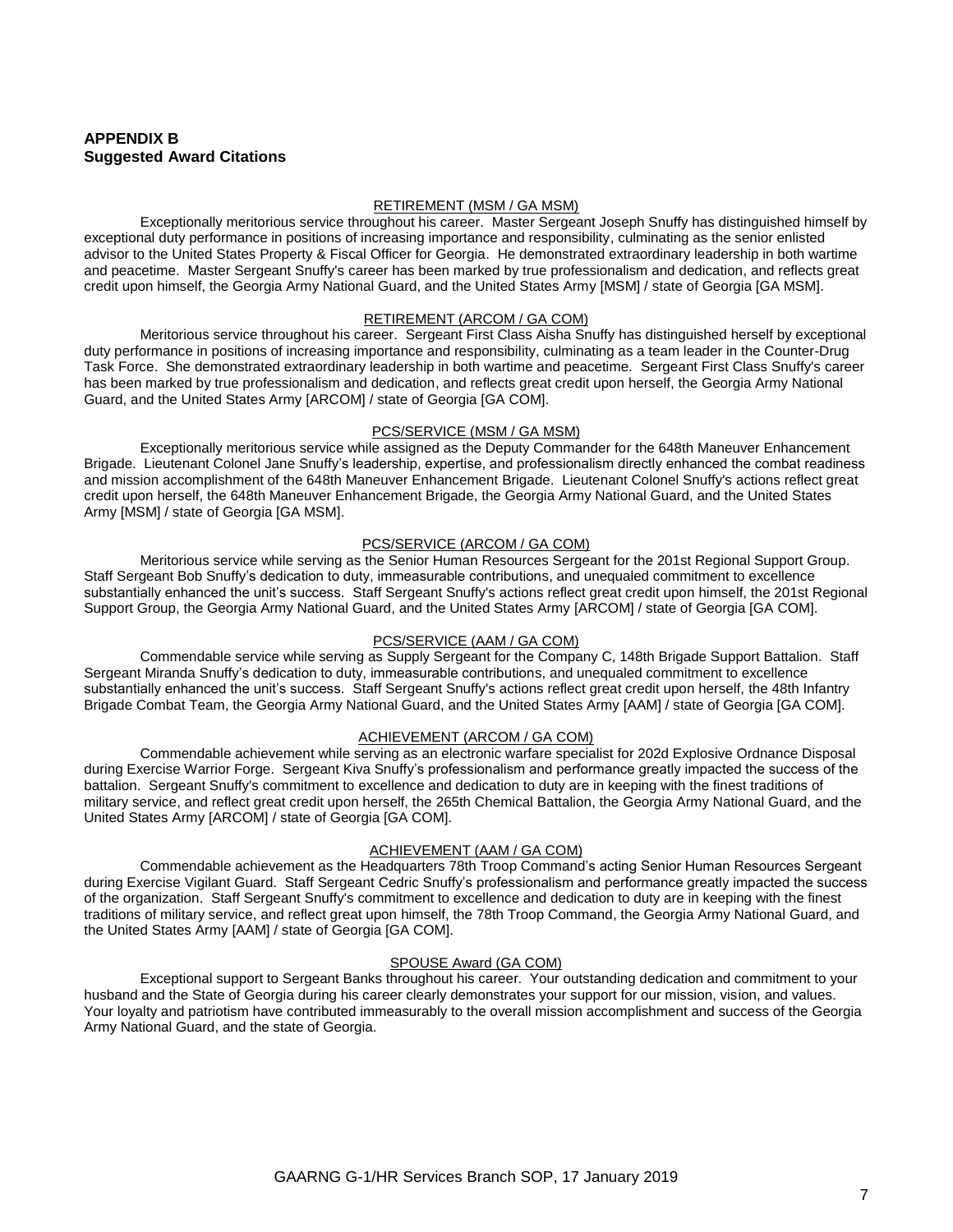## APPENDIX B
## Suggested Award Citations

RETIREMENT (MSM / GA MSM)

Exceptionally meritorious service throughout his career. Master Sergeant Joseph Snuffy has distinguished himself by exceptional duty performance in positions of increasing importance and responsibility, culminating as the senior enlisted advisor to the United States Property & Fiscal Officer for Georgia. He demonstrated extraordinary leadership in both wartime and peacetime. Master Sergeant Snuffy's career has been marked by true professionalism and dedication, and reflects great credit upon himself, the Georgia Army National Guard, and the United States Army [MSM] / state of Georgia [GA MSM].

RETIREMENT (ARCOM / GA COM)

Meritorious service throughout his career. Sergeant First Class Aisha Snuffy has distinguished herself by exceptional duty performance in positions of increasing importance and responsibility, culminating as a team leader in the Counter-Drug Task Force. She demonstrated extraordinary leadership in both wartime and peacetime. Sergeant First Class Snuffy's career has been marked by true professionalism and dedication, and reflects great credit upon herself, the Georgia Army National Guard, and the United States Army [ARCOM] / state of Georgia [GA COM].

PCS/SERVICE (MSM / GA MSM)

Exceptionally meritorious service while assigned as the Deputy Commander for the 648th Maneuver Enhancement Brigade. Lieutenant Colonel Jane Snuffy's leadership, expertise, and professionalism directly enhanced the combat readiness and mission accomplishment of the 648th Maneuver Enhancement Brigade. Lieutenant Colonel Snuffy's actions reflect great credit upon herself, the 648th Maneuver Enhancement Brigade, the Georgia Army National Guard, and the United States Army [MSM] / state of Georgia [GA MSM].

PCS/SERVICE (ARCOM / GA COM)

Meritorious service while serving as the Senior Human Resources Sergeant for the 201st Regional Support Group. Staff Sergeant Bob Snuffy's dedication to duty, immeasurable contributions, and unequaled commitment to excellence substantially enhanced the unit's success. Staff Sergeant Snuffy's actions reflect great credit upon himself, the 201st Regional Support Group, the Georgia Army National Guard, and the United States Army [ARCOM] / state of Georgia [GA COM].

PCS/SERVICE (AAM / GA COM)

Commendable service while serving as Supply Sergeant for the Company C, 148th Brigade Support Battalion. Staff Sergeant Miranda Snuffy's dedication to duty, immeasurable contributions, and unequaled commitment to excellence substantially enhanced the unit's success. Staff Sergeant Snuffy's actions reflect great credit upon herself, the 48th Infantry Brigade Combat Team, the Georgia Army National Guard, and the United States Army [AAM] / state of Georgia [GA COM].

ACHIEVEMENT (ARCOM / GA COM)

Commendable achievement while serving as an electronic warfare specialist for 202d Explosive Ordnance Disposal during Exercise Warrior Forge. Sergeant Kiva Snuffy's professionalism and performance greatly impacted the success of the battalion. Sergeant Snuffy's commitment to excellence and dedication to duty are in keeping with the finest traditions of military service, and reflect great credit upon herself, the 265th Chemical Battalion, the Georgia Army National Guard, and the United States Army [ARCOM] / state of Georgia [GA COM].

ACHIEVEMENT (AAM / GA COM)

Commendable achievement as the Headquarters 78th Troop Command's acting Senior Human Resources Sergeant during Exercise Vigilant Guard. Staff Sergeant Cedric Snuffy's professionalism and performance greatly impacted the success of the organization. Staff Sergeant Snuffy's commitment to excellence and dedication to duty are in keeping with the finest traditions of military service, and reflect great upon himself, the 78th Troop Command, the Georgia Army National Guard, and the United States Army [AAM] / state of Georgia [GA COM].

SPOUSE Award (GA COM)

Exceptional support to Sergeant Banks throughout his career. Your outstanding dedication and commitment to your husband and the State of Georgia during his career clearly demonstrates your support for our mission, vision, and values. Your loyalty and patriotism have contributed immeasurably to the overall mission accomplishment and success of the Georgia Army National Guard, and the state of Georgia.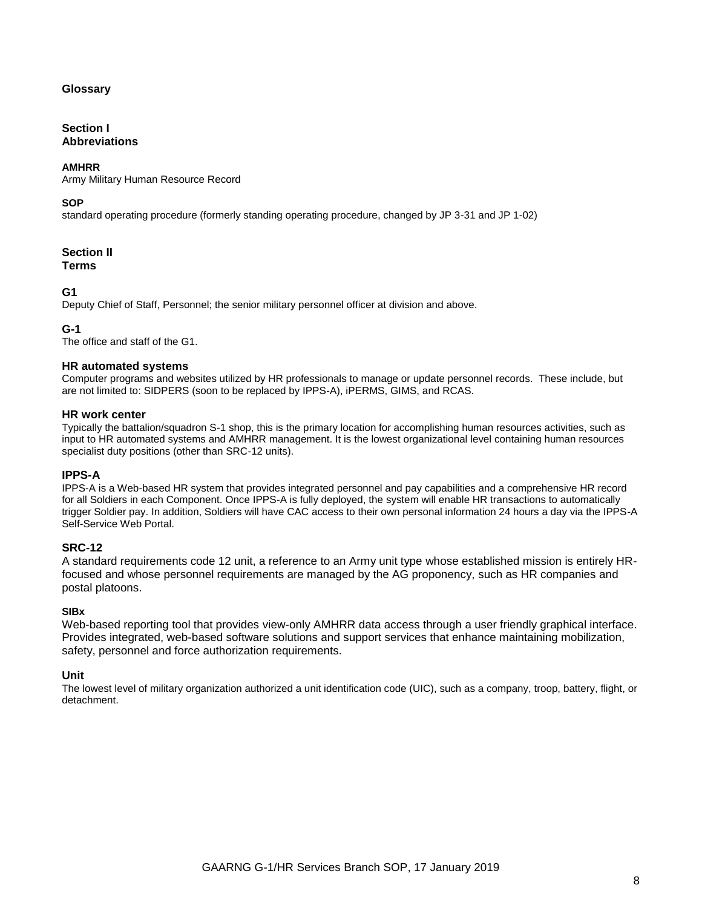# Glossary

## Section I
## Abbreviations

**AMHRR**
Army Military Human Resource Record

**SOP**
standard operating procedure (formerly standing operating procedure, changed by JP 3-31 and JP 1-02)

## Section II
## Terms

**G1**
Deputy Chief of Staff, Personnel; the senior military personnel officer at division and above.

**G-1**
The office and staff of the G1.

**HR automated systems**
Computer programs and websites utilized by HR professionals to manage or update personnel records. These include, but are not limited to: SIDPERS (soon to be replaced by IPPS-A), iPERMS, GIMS, and RCAS.

**HR work center**
Typically the battalion/squadron S-1 shop, this is the primary location for accomplishing human resources activities, such as input to HR automated systems and AMHRR management. It is the lowest organizational level containing human resources specialist duty positions (other than SRC-12 units).

**IPPS-A**
IPPS-A is a Web-based HR system that provides integrated personnel and pay capabilities and a comprehensive HR record for all Soldiers in each Component. Once IPPS-A is fully deployed, the system will enable HR transactions to automatically trigger Soldier pay. In addition, Soldiers will have CAC access to their own personal information 24 hours a day via the IPPS-A Self-Service Web Portal.

**SRC-12**
A standard requirements code 12 unit, a reference to an Army unit type whose established mission is entirely HR-focused and whose personnel requirements are managed by the AG proponency, such as HR companies and postal platoons.

**SIBx**
Web-based reporting tool that provides view-only AMHRR data access through a user friendly graphical interface. Provides integrated, web-based software solutions and support services that enhance maintaining mobilization, safety, personnel and force authorization requirements.

**Unit**
The lowest level of military organization authorized a unit identification code (UIC), such as a company, troop, battery, flight, or detachment.